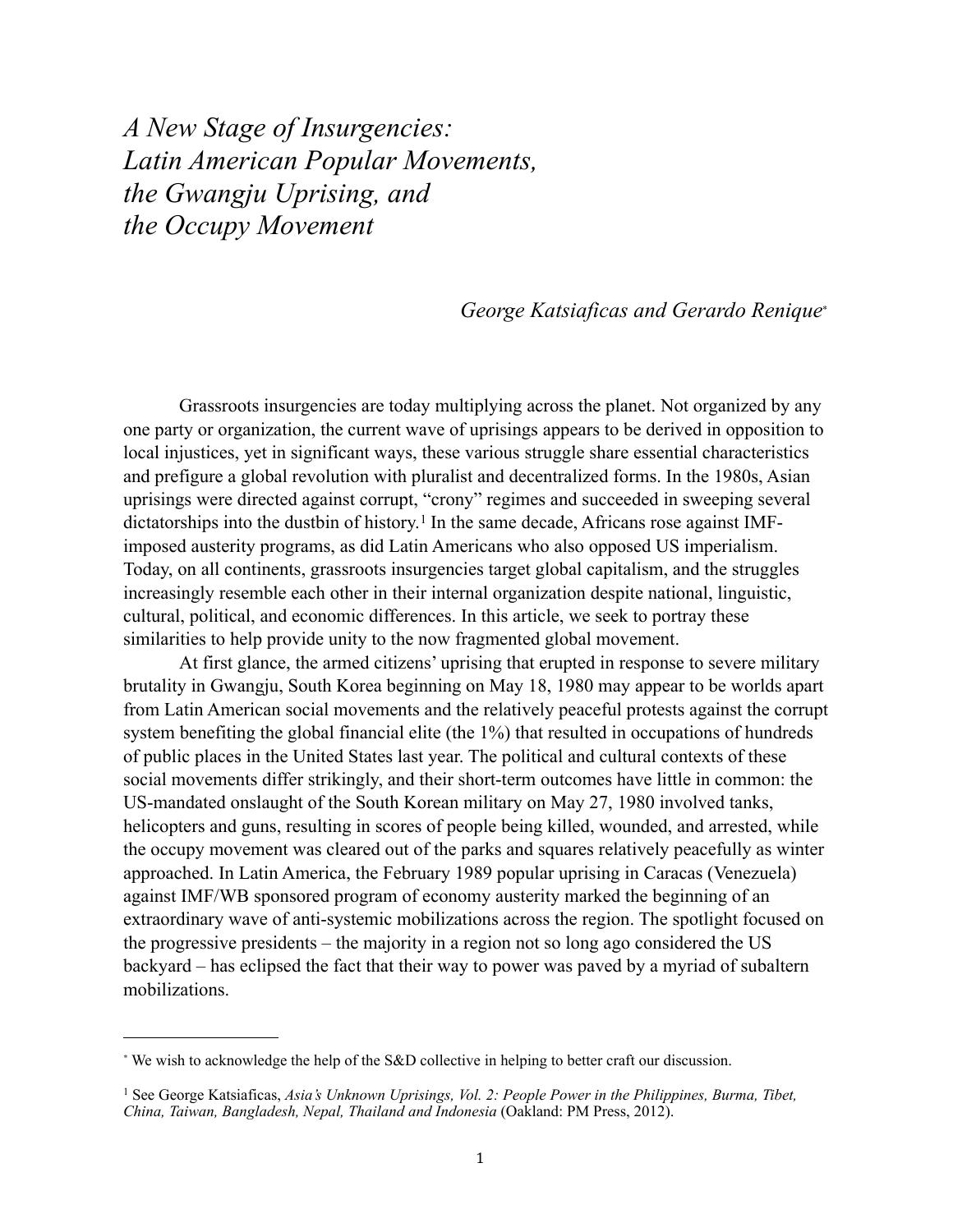# *A New Stage of Insurgencies: Latin American Popular Movements, the Gwangju Uprising, and the Occupy Movement*

*George Katsiaficas and Gerardo Renique*[*]

Grassroots insurgencies are today multiplying across the planet. Not organized by any one party or organization, the current wave of uprisings appears to be derived in opposition to local injustices, yet in significant ways, these various struggle share essential characteristics and prefigure a global revolution with pluralist and decentralized forms. In the 1980s, Asian uprisings were directed against corrupt, "crony" regimes and succeeded in sweeping several dictatorships into the dustbin of history.[1] In the same decade, Africans rose against IMF-imposed austerity programs, as did Latin Americans who also opposed US imperialism. Today, on all continents, grassroots insurgencies target global capitalism, and the struggles increasingly resemble each other in their internal organization despite national, linguistic, cultural, political, and economic differences. In this article, we seek to portray these similarities to help provide unity to the now fragmented global movement.

At first glance, the armed citizens' uprising that erupted in response to severe military brutality in Gwangju, South Korea beginning on May 18, 1980 may appear to be worlds apart from Latin American social movements and the relatively peaceful protests against the corrupt system benefiting the global financial elite (the 1%) that resulted in occupations of hundreds of public places in the United States last year. The political and cultural contexts of these social movements differ strikingly, and their short-term outcomes have little in common: the US-mandated onslaught of the South Korean military on May 27, 1980 involved tanks, helicopters and guns, resulting in scores of people being killed, wounded, and arrested, while the occupy movement was cleared out of the parks and squares relatively peacefully as winter approached. In Latin America, the February 1989 popular uprising in Caracas (Venezuela) against IMF/WB sponsored program of economy austerity marked the beginning of an extraordinary wave of anti-systemic mobilizations across the region. The spotlight focused on the progressive presidents – the majority in a region not so long ago considered the US backyard – has eclipsed the fact that their way to power was paved by a myriad of subaltern mobilizations.

---

[*] We wish to acknowledge the help of the S&D collective in helping to better craft our discussion.

[1] See George Katsiaficas, *Asia's Unknown Uprisings, Vol. 2: People Power in the Philippines, Burma, Tibet, China, Taiwan, Bangladesh, Nepal, Thailand and Indonesia* (Oakland: PM Press, 2012).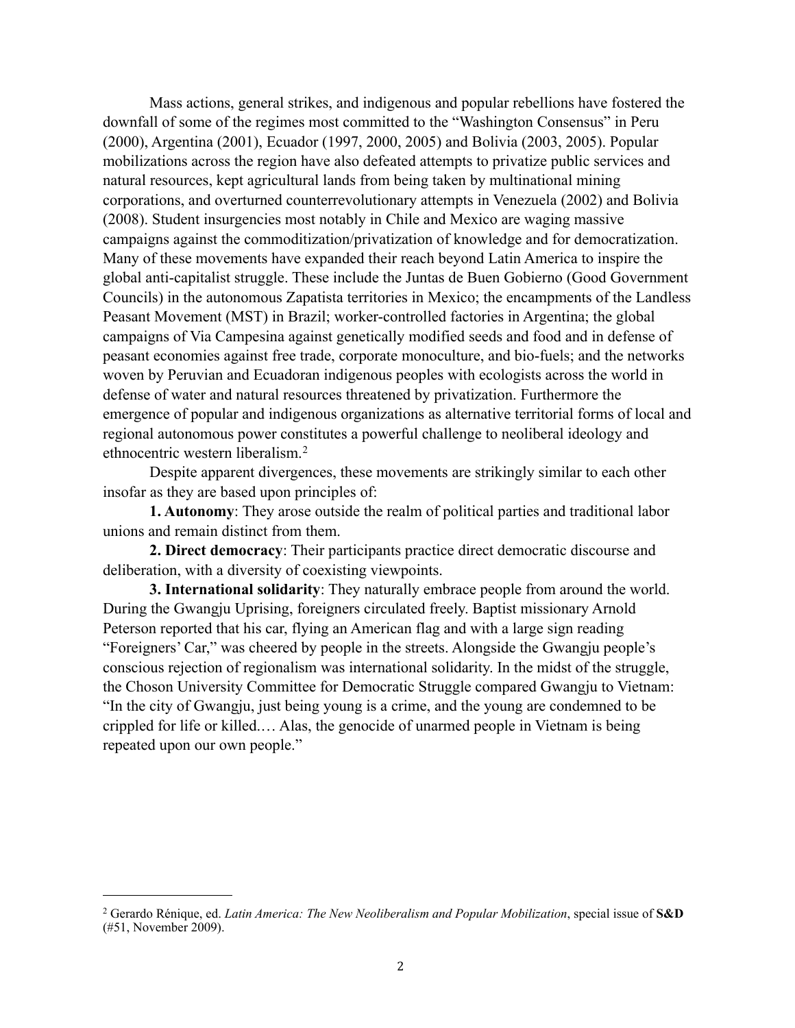Mass actions, general strikes, and indigenous and popular rebellions have fostered the downfall of some of the regimes most committed to the "Washington Consensus" in Peru (2000), Argentina (2001), Ecuador (1997, 2000, 2005) and Bolivia (2003, 2005). Popular mobilizations across the region have also defeated attempts to privatize public services and natural resources, kept agricultural lands from being taken by multinational mining corporations, and overturned counterrevolutionary attempts in Venezuela (2002) and Bolivia (2008). Student insurgencies most notably in Chile and Mexico are waging massive campaigns against the commoditization/privatization of knowledge and for democratization. Many of these movements have expanded their reach beyond Latin America to inspire the global anti-capitalist struggle. These include the Juntas de Buen Gobierno (Good Government Councils) in the autonomous Zapatista territories in Mexico; the encampments of the Landless Peasant Movement (MST) in Brazil; worker-controlled factories in Argentina; the global campaigns of Via Campesina against genetically modified seeds and food and in defense of peasant economies against free trade, corporate monoculture, and bio-fuels; and the networks woven by Peruvian and Ecuadoran indigenous peoples with ecologists across the world in defense of water and natural resources threatened by privatization. Furthermore the emergence of popular and indigenous organizations as alternative territorial forms of local and regional autonomous power constitutes a powerful challenge to neoliberal ideology and ethnocentric western liberalism.[2]

Despite apparent divergences, these movements are strikingly similar to each other insofar as they are based upon principles of:

**1. Autonomy**: They arose outside the realm of political parties and traditional labor unions and remain distinct from them.

**2. Direct democracy**: Their participants practice direct democratic discourse and deliberation, with a diversity of coexisting viewpoints.

**3. International solidarity**: They naturally embrace people from around the world. During the Gwangju Uprising, foreigners circulated freely. Baptist missionary Arnold Peterson reported that his car, flying an American flag and with a large sign reading "Foreigners' Car," was cheered by people in the streets. Alongside the Gwangju people's conscious rejection of regionalism was international solidarity. In the midst of the struggle, the Choson University Committee for Democratic Struggle compared Gwangju to Vietnam: "In the city of Gwangju, just being young is a crime, and the young are condemned to be crippled for life or killed.… Alas, the genocide of unarmed people in Vietnam is being repeated upon our own people."

---

[2] Gerardo Rénique, ed. *Latin America: The New Neoliberalism and Popular Mobilization*, special issue of **S&D** (#51, November 2009).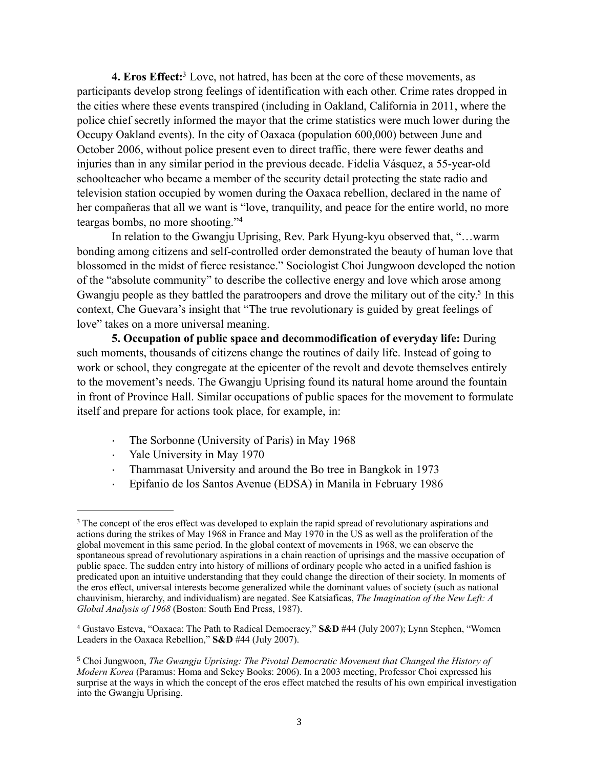**4. Eros Effect:**[3] Love, not hatred, has been at the core of these movements, as participants develop strong feelings of identification with each other. Crime rates dropped in the cities where these events transpired (including in Oakland, California in 2011, where the police chief secretly informed the mayor that the crime statistics were much lower during the Occupy Oakland events). In the city of Oaxaca (population 600,000) between June and October 2006, without police present even to direct traffic, there were fewer deaths and injuries than in any similar period in the previous decade. Fidelia Vásquez, a 55-year-old schoolteacher who became a member of the security detail protecting the state radio and television station occupied by women during the Oaxaca rebellion, declared in the name of her compañeras that all we want is "love, tranquility, and peace for the entire world, no more teargas bombs, no more shooting."[4]

In relation to the Gwangju Uprising, Rev. Park Hyung-kyu observed that, "…warm bonding among citizens and self-controlled order demonstrated the beauty of human love that blossomed in the midst of fierce resistance." Sociologist Choi Jungwoon developed the notion of the "absolute community" to describe the collective energy and love which arose among Gwangju people as they battled the paratroopers and drove the military out of the city.[5] In this context, Che Guevara's insight that "The true revolutionary is guided by great feelings of love" takes on a more universal meaning.

**5. Occupation of public space and decommodification of everyday life:** During such moments, thousands of citizens change the routines of daily life. Instead of going to work or school, they congregate at the epicenter of the revolt and devote themselves entirely to the movement's needs. The Gwangju Uprising found its natural home around the fountain in front of Province Hall. Similar occupations of public spaces for the movement to formulate itself and prepare for actions took place, for example, in:

- The Sorbonne (University of Paris) in May 1968
- Yale University in May 1970
- Thammasat University and around the Bo tree in Bangkok in 1973
- Epifanio de los Santos Avenue (EDSA) in Manila in February 1986

---

[3] The concept of the eros effect was developed to explain the rapid spread of revolutionary aspirations and actions during the strikes of May 1968 in France and May 1970 in the US as well as the proliferation of the global movement in this same period. In the global context of movements in 1968, we can observe the spontaneous spread of revolutionary aspirations in a chain reaction of uprisings and the massive occupation of public space. The sudden entry into history of millions of ordinary people who acted in a unified fashion is predicated upon an intuitive understanding that they could change the direction of their society. In moments of the eros effect, universal interests become generalized while the dominant values of society (such as national chauvinism, hierarchy, and individualism) are negated. See Katsiaficas, *The Imagination of the New Left: A Global Analysis of 1968* (Boston: South End Press, 1987).

[4] Gustavo Esteva, "Oaxaca: The Path to Radical Democracy," **S&D** #44 (July 2007); Lynn Stephen, "Women Leaders in the Oaxaca Rebellion," **S&D** #44 (July 2007).

[5] Choi Jungwoon, *The Gwangju Uprising: The Pivotal Democratic Movement that Changed the History of Modern Korea* (Paramus: Homa and Sekey Books: 2006). In a 2003 meeting, Professor Choi expressed his surprise at the ways in which the concept of the eros effect matched the results of his own empirical investigation into the Gwangju Uprising.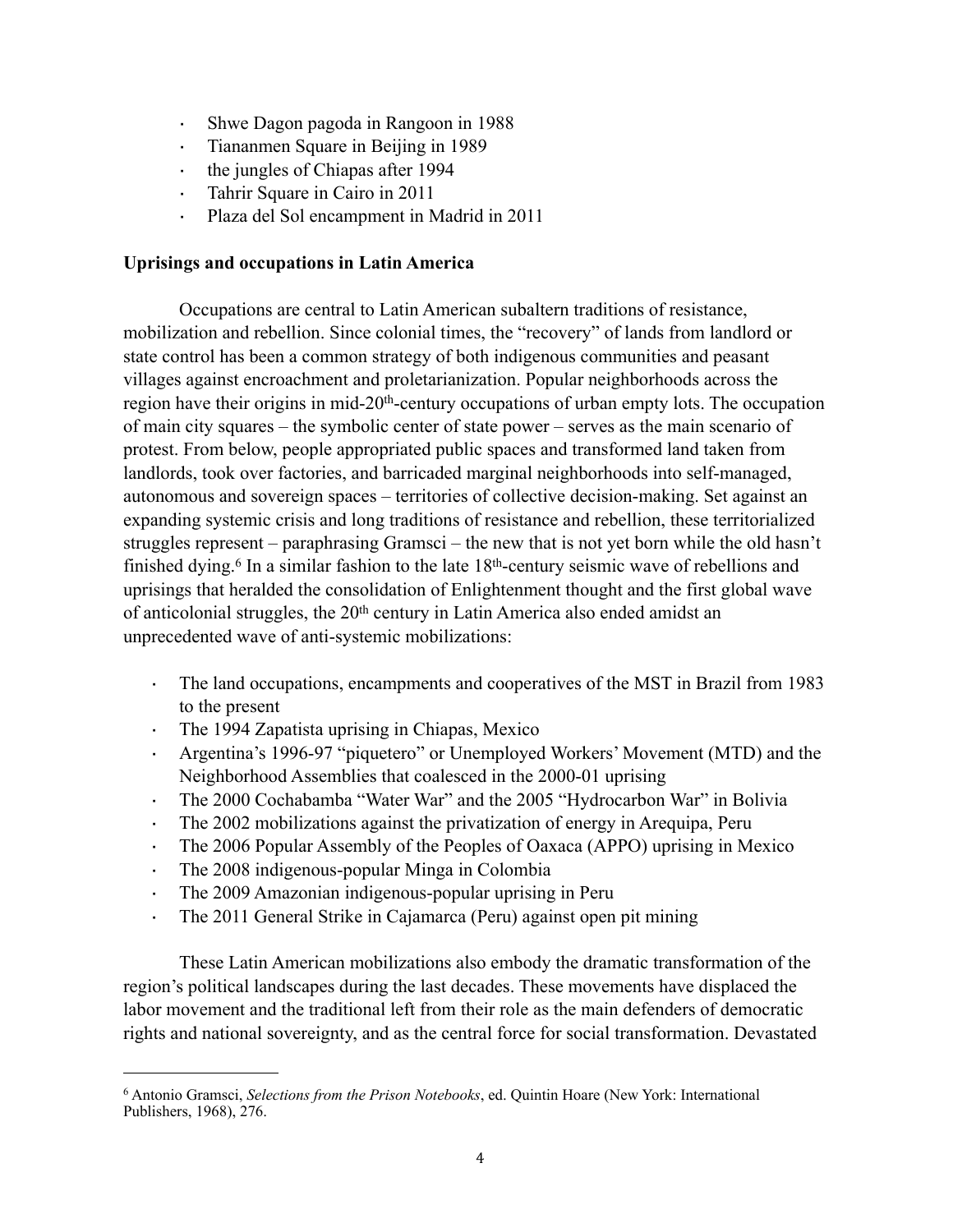- Shwe Dagon pagoda in Rangoon in 1988
- Tiananmen Square in Beijing in 1989
- the jungles of Chiapas after 1994
- Tahrir Square in Cairo in 2011
- Plaza del Sol encampment in Madrid in 2011

**Uprisings and occupations in Latin America**

Occupations are central to Latin American subaltern traditions of resistance, mobilization and rebellion. Since colonial times, the "recovery" of lands from landlord or state control has been a common strategy of both indigenous communities and peasant villages against encroachment and proletarianization. Popular neighborhoods across the region have their origins in mid-20th-century occupations of urban empty lots. The occupation of main city squares – the symbolic center of state power – serves as the main scenario of protest. From below, people appropriated public spaces and transformed land taken from landlords, took over factories, and barricaded marginal neighborhoods into self-managed, autonomous and sovereign spaces – territories of collective decision-making. Set against an expanding systemic crisis and long traditions of resistance and rebellion, these territorialized struggles represent – paraphrasing Gramsci – the new that is not yet born while the old hasn't finished dying.[6] In a similar fashion to the late 18th-century seismic wave of rebellions and uprisings that heralded the consolidation of Enlightenment thought and the first global wave of anticolonial struggles, the 20th century in Latin America also ended amidst an unprecedented wave of anti-systemic mobilizations:

- The land occupations, encampments and cooperatives of the MST in Brazil from 1983 to the present
- The 1994 Zapatista uprising in Chiapas, Mexico
- Argentina's 1996-97 "piquetero" or Unemployed Workers' Movement (MTD) and the Neighborhood Assemblies that coalesced in the 2000-01 uprising
- The 2000 Cochabamba "Water War" and the 2005 "Hydrocarbon War" in Bolivia
- The 2002 mobilizations against the privatization of energy in Arequipa, Peru
- The 2006 Popular Assembly of the Peoples of Oaxaca (APPO) uprising in Mexico
- The 2008 indigenous-popular Minga in Colombia
- The 2009 Amazonian indigenous-popular uprising in Peru
- The 2011 General Strike in Cajamarca (Peru) against open pit mining

These Latin American mobilizations also embody the dramatic transformation of the region's political landscapes during the last decades. These movements have displaced the labor movement and the traditional left from their role as the main defenders of democratic rights and national sovereignty, and as the central force for social transformation. Devastated

[6] Antonio Gramsci, *Selections from the Prison Notebooks*, ed. Quintin Hoare (New York: International Publishers, 1968), 276.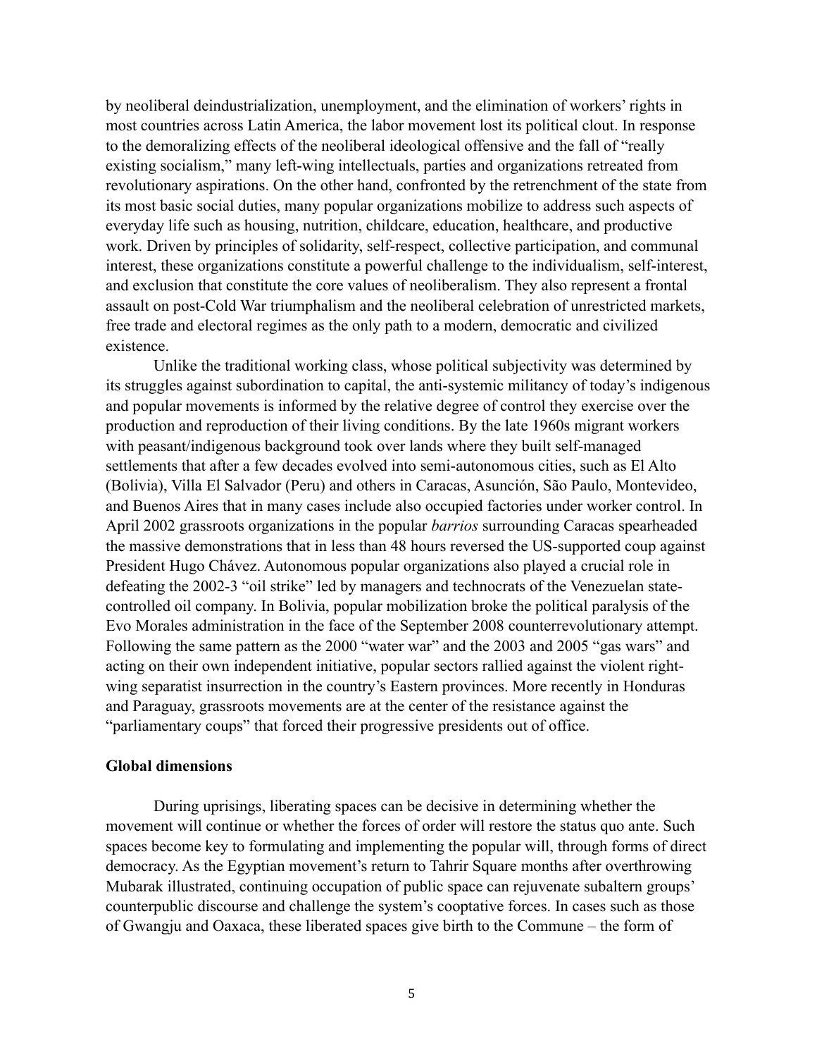by neoliberal deindustrialization, unemployment, and the elimination of workers' rights in most countries across Latin America, the labor movement lost its political clout. In response to the demoralizing effects of the neoliberal ideological offensive and the fall of "really existing socialism," many left-wing intellectuals, parties and organizations retreated from revolutionary aspirations. On the other hand, confronted by the retrenchment of the state from its most basic social duties, many popular organizations mobilize to address such aspects of everyday life such as housing, nutrition, childcare, education, healthcare, and productive work. Driven by principles of solidarity, self-respect, collective participation, and communal interest, these organizations constitute a powerful challenge to the individualism, self-interest, and exclusion that constitute the core values of neoliberalism. They also represent a frontal assault on post-Cold War triumphalism and the neoliberal celebration of unrestricted markets, free trade and electoral regimes as the only path to a modern, democratic and civilized existence.

Unlike the traditional working class, whose political subjectivity was determined by its struggles against subordination to capital, the anti-systemic militancy of today's indigenous and popular movements is informed by the relative degree of control they exercise over the production and reproduction of their living conditions. By the late 1960s migrant workers with peasant/indigenous background took over lands where they built self-managed settlements that after a few decades evolved into semi-autonomous cities, such as El Alto (Bolivia), Villa El Salvador (Peru) and others in Caracas, Asunción, São Paulo, Montevideo, and Buenos Aires that in many cases include also occupied factories under worker control. In April 2002 grassroots organizations in the popular *barrios* surrounding Caracas spearheaded the massive demonstrations that in less than 48 hours reversed the US-supported coup against President Hugo Chávez. Autonomous popular organizations also played a crucial role in defeating the 2002-3 "oil strike" led by managers and technocrats of the Venezuelan state-controlled oil company. In Bolivia, popular mobilization broke the political paralysis of the Evo Morales administration in the face of the September 2008 counterrevolutionary attempt. Following the same pattern as the 2000 "water war" and the 2003 and 2005 "gas wars" and acting on their own independent initiative, popular sectors rallied against the violent right-wing separatist insurrection in the country's Eastern provinces. More recently in Honduras and Paraguay, grassroots movements are at the center of the resistance against the "parliamentary coups" that forced their progressive presidents out of office.

**Global dimensions**

During uprisings, liberating spaces can be decisive in determining whether the movement will continue or whether the forces of order will restore the status quo ante. Such spaces become key to formulating and implementing the popular will, through forms of direct democracy. As the Egyptian movement's return to Tahrir Square months after overthrowing Mubarak illustrated, continuing occupation of public space can rejuvenate subaltern groups' counterpublic discourse and challenge the system's cooptative forces. In cases such as those of Gwangju and Oaxaca, these liberated spaces give birth to the Commune – the form of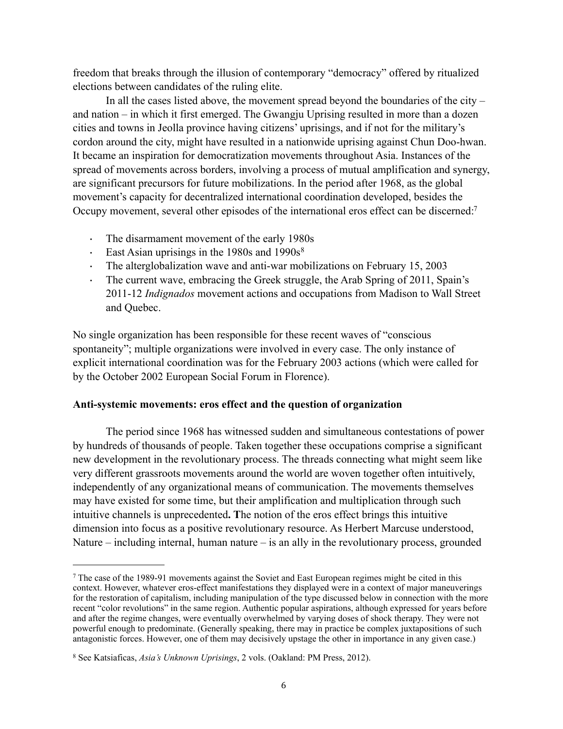freedom that breaks through the illusion of contemporary "democracy" offered by ritualized elections between candidates of the ruling elite.

In all the cases listed above, the movement spread beyond the boundaries of the city – and nation – in which it first emerged. The Gwangju Uprising resulted in more than a dozen cities and towns in Jeolla province having citizens' uprisings, and if not for the military's cordon around the city, might have resulted in a nationwide uprising against Chun Doo-hwan. It became an inspiration for democratization movements throughout Asia. Instances of the spread of movements across borders, involving a process of mutual amplification and synergy, are significant precursors for future mobilizations. In the period after 1968, as the global movement's capacity for decentralized international coordination developed, besides the Occupy movement, several other episodes of the international eros effect can be discerned:[7]

- The disarmament movement of the early 1980s
- East Asian uprisings in the 1980s and 1990s[8]
- The alterglobalization wave and anti-war mobilizations on February 15, 2003
- The current wave, embracing the Greek struggle, the Arab Spring of 2011, Spain's 2011-12 *Indignados* movement actions and occupations from Madison to Wall Street and Quebec.

No single organization has been responsible for these recent waves of "conscious spontaneity"; multiple organizations were involved in every case. The only instance of explicit international coordination was for the February 2003 actions (which were called for by the October 2002 European Social Forum in Florence).

**Anti-systemic movements: eros effect and the question of organization**

The period since 1968 has witnessed sudden and simultaneous contestations of power by hundreds of thousands of people. Taken together these occupations comprise a significant new development in the revolutionary process. The threads connecting what might seem like very different grassroots movements around the world are woven together often intuitively, independently of any organizational means of communication. The movements themselves may have existed for some time, but their amplification and multiplication through such intuitive channels is unprecedented**.** **T**he notion of the eros effect brings this intuitive dimension into focus as a positive revolutionary resource. As Herbert Marcuse understood, Nature – including internal, human nature – is an ally in the revolutionary process, grounded

---

[7] The case of the 1989-91 movements against the Soviet and East European regimes might be cited in this context. However, whatever eros-effect manifestations they displayed were in a context of major maneuverings for the restoration of capitalism, including manipulation of the type discussed below in connection with the more recent "color revolutions" in the same region. Authentic popular aspirations, although expressed for years before and after the regime changes, were eventually overwhelmed by varying doses of shock therapy. They were not powerful enough to predominate. (Generally speaking, there may in practice be complex juxtapositions of such antagonistic forces. However, one of them may decisively upstage the other in importance in any given case.)

[8] See Katsiaficas, *Asia's Unknown Uprisings*, 2 vols. (Oakland: PM Press, 2012).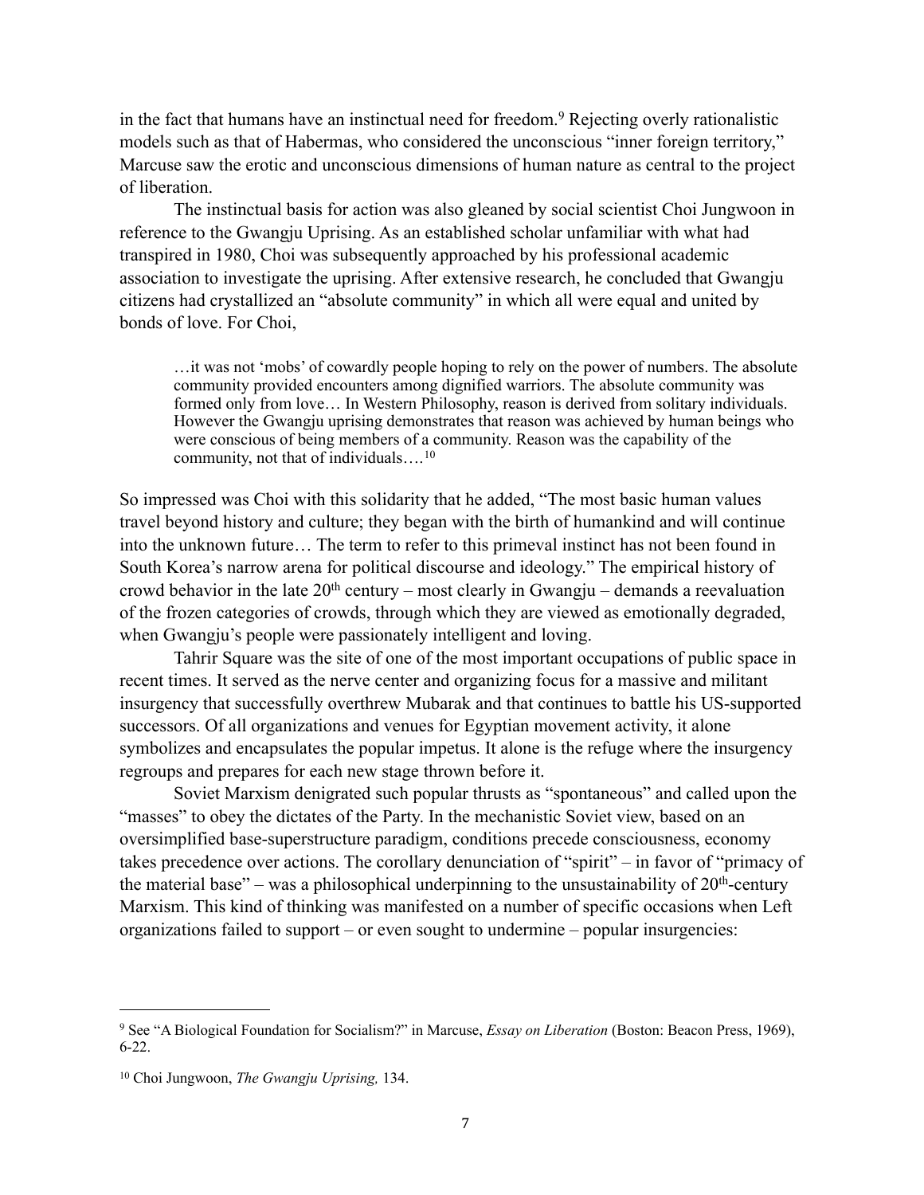in the fact that humans have an instinctual need for freedom.[9] Rejecting overly rationalistic models such as that of Habermas, who considered the unconscious "inner foreign territory," Marcuse saw the erotic and unconscious dimensions of human nature as central to the project of liberation.

The instinctual basis for action was also gleaned by social scientist Choi Jungwoon in reference to the Gwangju Uprising. As an established scholar unfamiliar with what had transpired in 1980, Choi was subsequently approached by his professional academic association to investigate the uprising. After extensive research, he concluded that Gwangju citizens had crystallized an "absolute community" in which all were equal and united by bonds of love. For Choi,

> …it was not 'mobs' of cowardly people hoping to rely on the power of numbers. The absolute community provided encounters among dignified warriors. The absolute community was formed only from love… In Western Philosophy, reason is derived from solitary individuals. However the Gwangju uprising demonstrates that reason was achieved by human beings who were conscious of being members of a community. Reason was the capability of the community, not that of individuals….[10]

So impressed was Choi with this solidarity that he added, "The most basic human values travel beyond history and culture; they began with the birth of humankind and will continue into the unknown future… The term to refer to this primeval instinct has not been found in South Korea's narrow arena for political discourse and ideology." The empirical history of crowd behavior in the late 20th century – most clearly in Gwangju – demands a reevaluation of the frozen categories of crowds, through which they are viewed as emotionally degraded, when Gwangju's people were passionately intelligent and loving.

Tahrir Square was the site of one of the most important occupations of public space in recent times. It served as the nerve center and organizing focus for a massive and militant insurgency that successfully overthrew Mubarak and that continues to battle his US-supported successors. Of all organizations and venues for Egyptian movement activity, it alone symbolizes and encapsulates the popular impetus. It alone is the refuge where the insurgency regroups and prepares for each new stage thrown before it.

Soviet Marxism denigrated such popular thrusts as "spontaneous" and called upon the "masses" to obey the dictates of the Party. In the mechanistic Soviet view, based on an oversimplified base-superstructure paradigm, conditions precede consciousness, economy takes precedence over actions. The corollary denunciation of "spirit" – in favor of "primacy of the material base" – was a philosophical underpinning to the unsustainability of 20th-century Marxism. This kind of thinking was manifested on a number of specific occasions when Left organizations failed to support – or even sought to undermine – popular insurgencies:

---

[9] See "A Biological Foundation for Socialism?" in Marcuse, *Essay on Liberation* (Boston: Beacon Press, 1969), 6-22.

[10] Choi Jungwoon, *The Gwangju Uprising,* 134.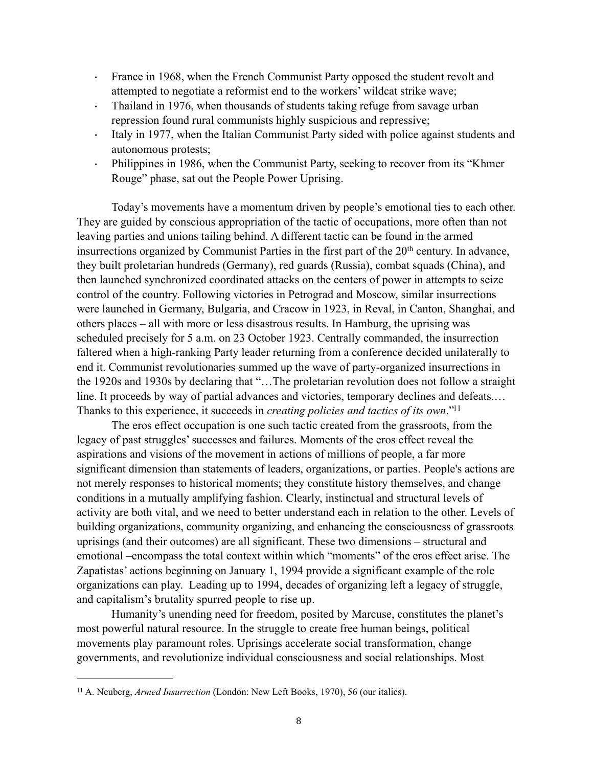- France in 1968, when the French Communist Party opposed the student revolt and attempted to negotiate a reformist end to the workers' wildcat strike wave;
- Thailand in 1976, when thousands of students taking refuge from savage urban repression found rural communists highly suspicious and repressive;
- Italy in 1977, when the Italian Communist Party sided with police against students and autonomous protests;
- Philippines in 1986, when the Communist Party, seeking to recover from its "Khmer Rouge" phase, sat out the People Power Uprising.

Today's movements have a momentum driven by people's emotional ties to each other. They are guided by conscious appropriation of the tactic of occupations, more often than not leaving parties and unions tailing behind. A different tactic can be found in the armed insurrections organized by Communist Parties in the first part of the 20th century. In advance, they built proletarian hundreds (Germany), red guards (Russia), combat squads (China), and then launched synchronized coordinated attacks on the centers of power in attempts to seize control of the country. Following victories in Petrograd and Moscow, similar insurrections were launched in Germany, Bulgaria, and Cracow in 1923, in Reval, in Canton, Shanghai, and others places – all with more or less disastrous results. In Hamburg, the uprising was scheduled precisely for 5 a.m. on 23 October 1923. Centrally commanded, the insurrection faltered when a high-ranking Party leader returning from a conference decided unilaterally to end it. Communist revolutionaries summed up the wave of party-organized insurrections in the 1920s and 1930s by declaring that "…The proletarian revolution does not follow a straight line. It proceeds by way of partial advances and victories, temporary declines and defeats.… Thanks to this experience, it succeeds in *creating policies and tactics of its own*."[11]

The eros effect occupation is one such tactic created from the grassroots, from the legacy of past struggles' successes and failures. Moments of the eros effect reveal the aspirations and visions of the movement in actions of millions of people, a far more significant dimension than statements of leaders, organizations, or parties. People's actions are not merely responses to historical moments; they constitute history themselves, and change conditions in a mutually amplifying fashion. Clearly, instinctual and structural levels of activity are both vital, and we need to better understand each in relation to the other. Levels of building organizations, community organizing, and enhancing the consciousness of grassroots uprisings (and their outcomes) are all significant. These two dimensions – structural and emotional –encompass the total context within which "moments" of the eros effect arise. The Zapatistas' actions beginning on January 1, 1994 provide a significant example of the role organizations can play. Leading up to 1994, decades of organizing left a legacy of struggle, and capitalism's brutality spurred people to rise up.

Humanity's unending need for freedom, posited by Marcuse, constitutes the planet's most powerful natural resource. In the struggle to create free human beings, political movements play paramount roles. Uprisings accelerate social transformation, change governments, and revolutionize individual consciousness and social relationships. Most

---

[11] A. Neuberg, *Armed Insurrection* (London: New Left Books, 1970), 56 (our italics).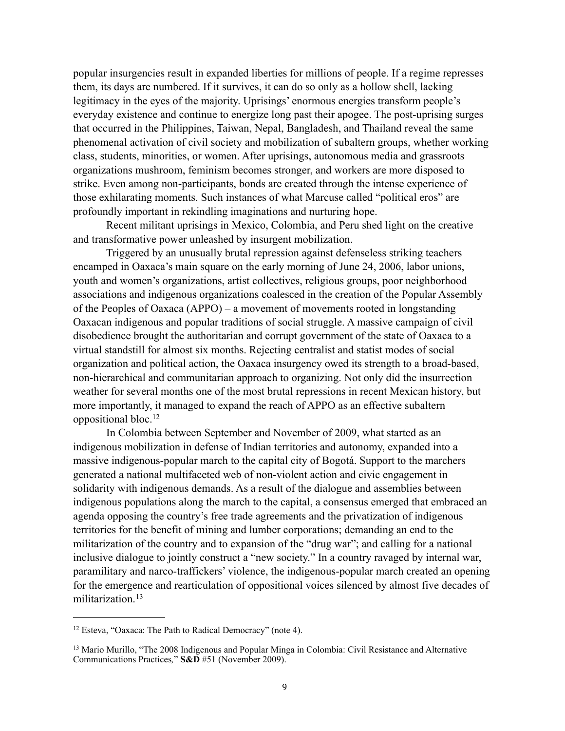popular insurgencies result in expanded liberties for millions of people. If a regime represses them, its days are numbered. If it survives, it can do so only as a hollow shell, lacking legitimacy in the eyes of the majority. Uprisings' enormous energies transform people's everyday existence and continue to energize long past their apogee. The post-uprising surges that occurred in the Philippines, Taiwan, Nepal, Bangladesh, and Thailand reveal the same phenomenal activation of civil society and mobilization of subaltern groups, whether working class, students, minorities, or women. After uprisings, autonomous media and grassroots organizations mushroom, feminism becomes stronger, and workers are more disposed to strike. Even among non-participants, bonds are created through the intense experience of those exhilarating moments. Such instances of what Marcuse called "political eros" are profoundly important in rekindling imaginations and nurturing hope.

Recent militant uprisings in Mexico, Colombia, and Peru shed light on the creative and transformative power unleashed by insurgent mobilization.

Triggered by an unusually brutal repression against defenseless striking teachers encamped in Oaxaca's main square on the early morning of June 24, 2006, labor unions, youth and women's organizations, artist collectives, religious groups, poor neighborhood associations and indigenous organizations coalesced in the creation of the Popular Assembly of the Peoples of Oaxaca (APPO) – a movement of movements rooted in longstanding Oaxacan indigenous and popular traditions of social struggle. A massive campaign of civil disobedience brought the authoritarian and corrupt government of the state of Oaxaca to a virtual standstill for almost six months. Rejecting centralist and statist modes of social organization and political action, the Oaxaca insurgency owed its strength to a broad-based, non-hierarchical and communitarian approach to organizing. Not only did the insurrection weather for several months one of the most brutal repressions in recent Mexican history, but more importantly, it managed to expand the reach of APPO as an effective subaltern oppositional bloc.[12]

In Colombia between September and November of 2009, what started as an indigenous mobilization in defense of Indian territories and autonomy, expanded into a massive indigenous-popular march to the capital city of Bogotá. Support to the marchers generated a national multifaceted web of non-violent action and civic engagement in solidarity with indigenous demands. As a result of the dialogue and assemblies between indigenous populations along the march to the capital, a consensus emerged that embraced an agenda opposing the country's free trade agreements and the privatization of indigenous territories for the benefit of mining and lumber corporations; demanding an end to the militarization of the country and to expansion of the "drug war"; and calling for a national inclusive dialogue to jointly construct a "new society." In a country ravaged by internal war, paramilitary and narco-traffickers' violence, the indigenous-popular march created an opening for the emergence and rearticulation of oppositional voices silenced by almost five decades of militarization.[13]

---

[12] Esteva, "Oaxaca: The Path to Radical Democracy" (note 4).

[13] Mario Murillo, "The 2008 Indigenous and Popular Minga in Colombia: Civil Resistance and Alternative Communications Practices," **S&D** #51 (November 2009).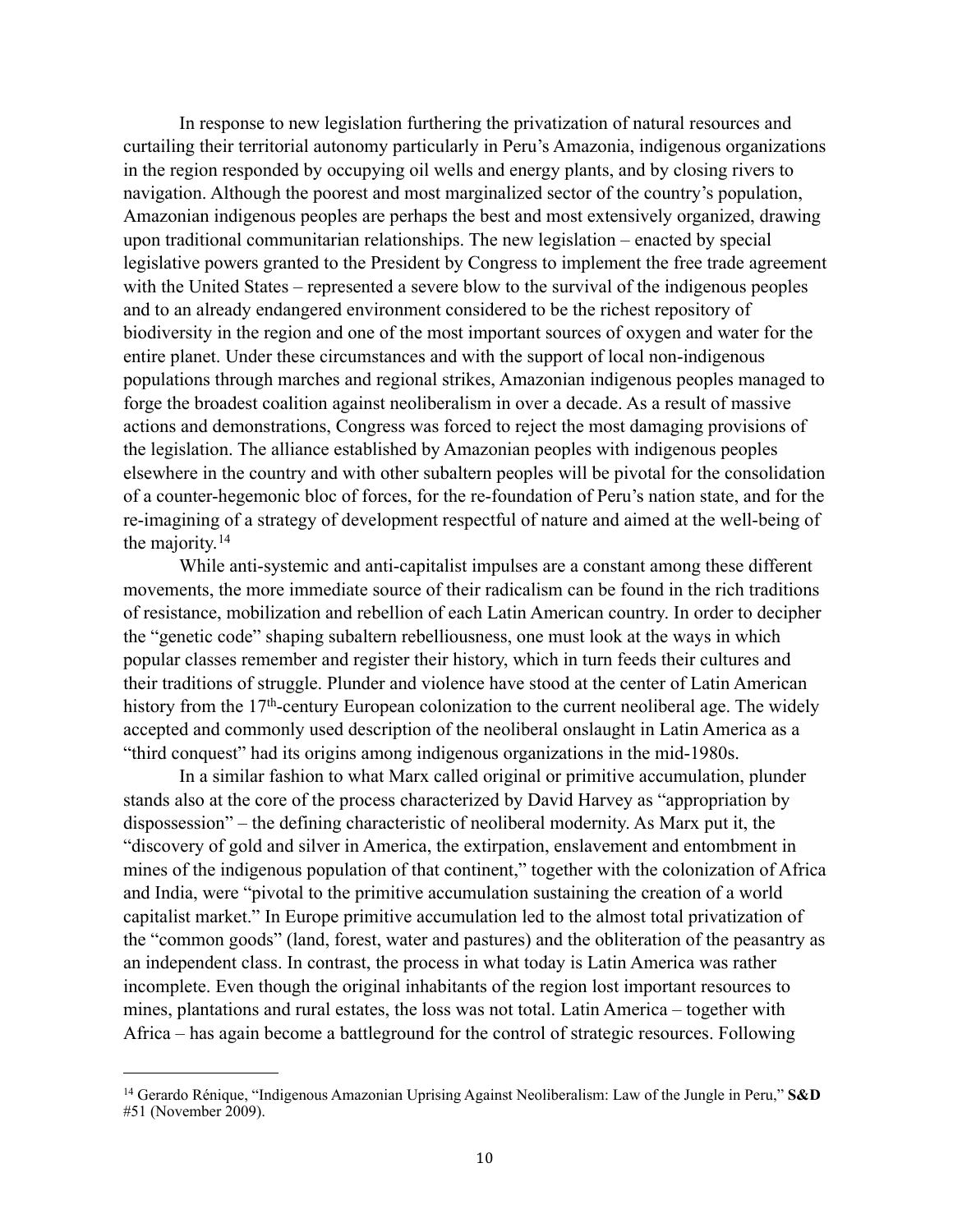In response to new legislation furthering the privatization of natural resources and curtailing their territorial autonomy particularly in Peru's Amazonia, indigenous organizations in the region responded by occupying oil wells and energy plants, and by closing rivers to navigation. Although the poorest and most marginalized sector of the country's population, Amazonian indigenous peoples are perhaps the best and most extensively organized, drawing upon traditional communitarian relationships. The new legislation – enacted by special legislative powers granted to the President by Congress to implement the free trade agreement with the United States – represented a severe blow to the survival of the indigenous peoples and to an already endangered environment considered to be the richest repository of biodiversity in the region and one of the most important sources of oxygen and water for the entire planet. Under these circumstances and with the support of local non-indigenous populations through marches and regional strikes, Amazonian indigenous peoples managed to forge the broadest coalition against neoliberalism in over a decade. As a result of massive actions and demonstrations, Congress was forced to reject the most damaging provisions of the legislation. The alliance established by Amazonian peoples with indigenous peoples elsewhere in the country and with other subaltern peoples will be pivotal for the consolidation of a counter-hegemonic bloc of forces, for the re-foundation of Peru's nation state, and for the re-imagining of a strategy of development respectful of nature and aimed at the well-being of the majority.[14]

While anti-systemic and anti-capitalist impulses are a constant among these different movements, the more immediate source of their radicalism can be found in the rich traditions of resistance, mobilization and rebellion of each Latin American country. In order to decipher the "genetic code" shaping subaltern rebelliousness, one must look at the ways in which popular classes remember and register their history, which in turn feeds their cultures and their traditions of struggle. Plunder and violence have stood at the center of Latin American history from the 17th-century European colonization to the current neoliberal age. The widely accepted and commonly used description of the neoliberal onslaught in Latin America as a "third conquest" had its origins among indigenous organizations in the mid-1980s.

In a similar fashion to what Marx called original or primitive accumulation, plunder stands also at the core of the process characterized by David Harvey as "appropriation by dispossession" – the defining characteristic of neoliberal modernity. As Marx put it, the "discovery of gold and silver in America, the extirpation, enslavement and entombment in mines of the indigenous population of that continent," together with the colonization of Africa and India, were "pivotal to the primitive accumulation sustaining the creation of a world capitalist market." In Europe primitive accumulation led to the almost total privatization of the "common goods" (land, forest, water and pastures) and the obliteration of the peasantry as an independent class. In contrast, the process in what today is Latin America was rather incomplete. Even though the original inhabitants of the region lost important resources to mines, plantations and rural estates, the loss was not total. Latin America – together with Africa – has again become a battleground for the control of strategic resources. Following

---

[14] Gerardo Rénique, "Indigenous Amazonian Uprising Against Neoliberalism: Law of the Jungle in Peru," **S&D** #51 (November 2009).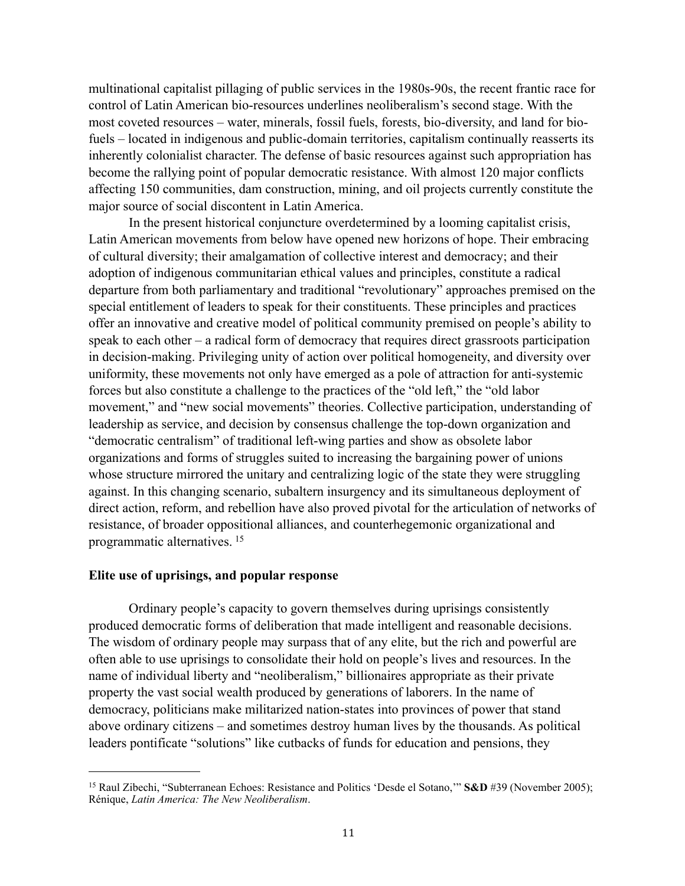multinational capitalist pillaging of public services in the 1980s-90s, the recent frantic race for control of Latin American bio-resources underlines neoliberalism's second stage. With the most coveted resources – water, minerals, fossil fuels, forests, bio-diversity, and land for bio-fuels – located in indigenous and public-domain territories, capitalism continually reasserts its inherently colonialist character. The defense of basic resources against such appropriation has become the rallying point of popular democratic resistance. With almost 120 major conflicts affecting 150 communities, dam construction, mining, and oil projects currently constitute the major source of social discontent in Latin America.

In the present historical conjuncture overdetermined by a looming capitalist crisis, Latin American movements from below have opened new horizons of hope. Their embracing of cultural diversity; their amalgamation of collective interest and democracy; and their adoption of indigenous communitarian ethical values and principles, constitute a radical departure from both parliamentary and traditional "revolutionary" approaches premised on the special entitlement of leaders to speak for their constituents. These principles and practices offer an innovative and creative model of political community premised on people's ability to speak to each other – a radical form of democracy that requires direct grassroots participation in decision-making. Privileging unity of action over political homogeneity, and diversity over uniformity, these movements not only have emerged as a pole of attraction for anti-systemic forces but also constitute a challenge to the practices of the "old left," the "old labor movement," and "new social movements" theories. Collective participation, understanding of leadership as service, and decision by consensus challenge the top-down organization and "democratic centralism" of traditional left-wing parties and show as obsolete labor organizations and forms of struggles suited to increasing the bargaining power of unions whose structure mirrored the unitary and centralizing logic of the state they were struggling against. In this changing scenario, subaltern insurgency and its simultaneous deployment of direct action, reform, and rebellion have also proved pivotal for the articulation of networks of resistance, of broader oppositional alliances, and counterhegemonic organizational and programmatic alternatives. [15]

### Elite use of uprisings, and popular response

Ordinary people's capacity to govern themselves during uprisings consistently produced democratic forms of deliberation that made intelligent and reasonable decisions. The wisdom of ordinary people may surpass that of any elite, but the rich and powerful are often able to use uprisings to consolidate their hold on people's lives and resources. In the name of individual liberty and "neoliberalism," billionaires appropriate as their private property the vast social wealth produced by generations of laborers. In the name of democracy, politicians make militarized nation-states into provinces of power that stand above ordinary citizens – and sometimes destroy human lives by the thousands. As political leaders pontificate "solutions" like cutbacks of funds for education and pensions, they

---

[15] Raul Zibechi, "Subterranean Echoes: Resistance and Politics 'Desde el Sotano,'" **S&D** #39 (November 2005); Rénique, *Latin America: The New Neoliberalism*.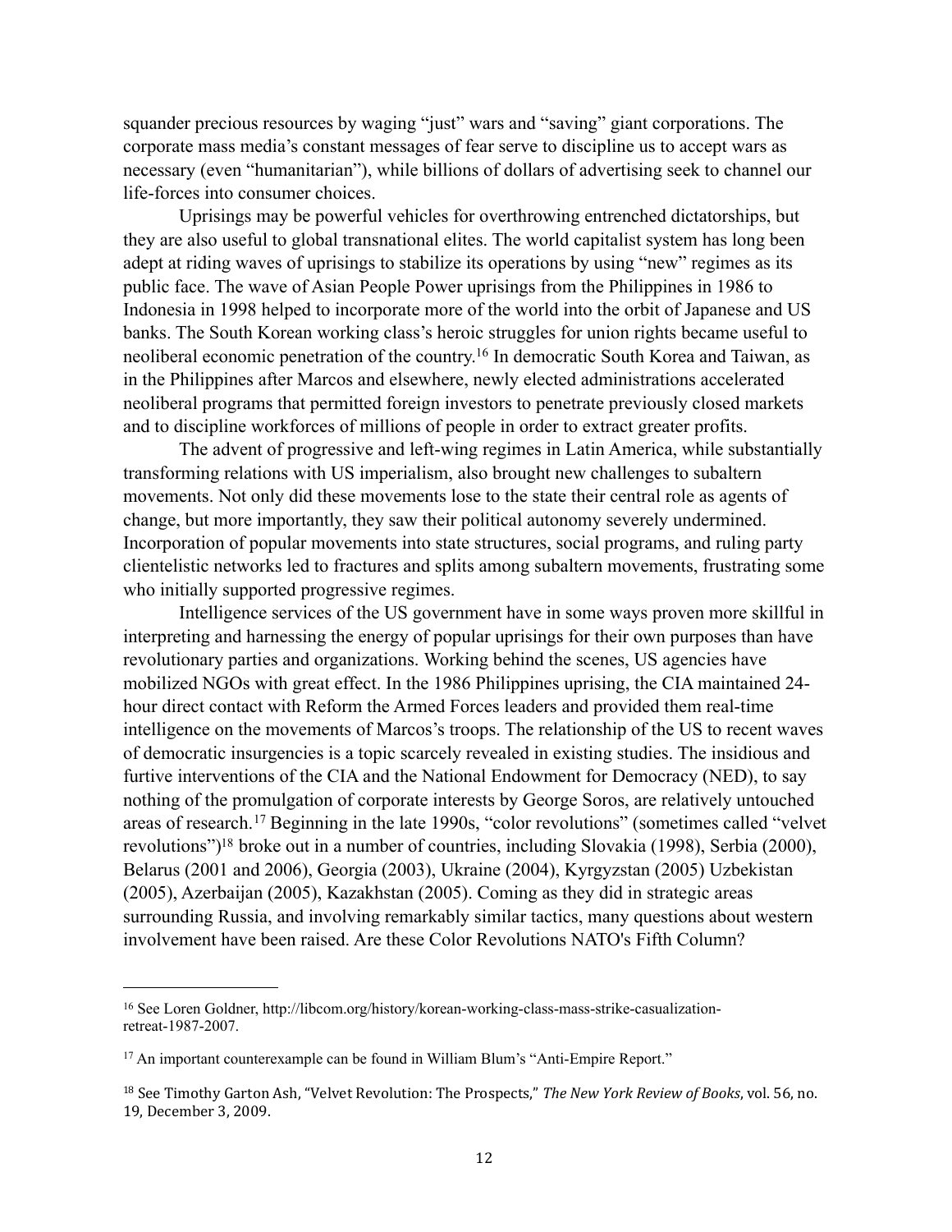squander precious resources by waging "just" wars and "saving" giant corporations. The corporate mass media's constant messages of fear serve to discipline us to accept wars as necessary (even "humanitarian"), while billions of dollars of advertising seek to channel our life-forces into consumer choices.

Uprisings may be powerful vehicles for overthrowing entrenched dictatorships, but they are also useful to global transnational elites. The world capitalist system has long been adept at riding waves of uprisings to stabilize its operations by using "new" regimes as its public face. The wave of Asian People Power uprisings from the Philippines in 1986 to Indonesia in 1998 helped to incorporate more of the world into the orbit of Japanese and US banks. The South Korean working class's heroic struggles for union rights became useful to neoliberal economic penetration of the country.[16] In democratic South Korea and Taiwan, as in the Philippines after Marcos and elsewhere, newly elected administrations accelerated neoliberal programs that permitted foreign investors to penetrate previously closed markets and to discipline workforces of millions of people in order to extract greater profits.

The advent of progressive and left-wing regimes in Latin America, while substantially transforming relations with US imperialism, also brought new challenges to subaltern movements. Not only did these movements lose to the state their central role as agents of change, but more importantly, they saw their political autonomy severely undermined. Incorporation of popular movements into state structures, social programs, and ruling party clientelistic networks led to fractures and splits among subaltern movements, frustrating some who initially supported progressive regimes.

Intelligence services of the US government have in some ways proven more skillful in interpreting and harnessing the energy of popular uprisings for their own purposes than have revolutionary parties and organizations. Working behind the scenes, US agencies have mobilized NGOs with great effect. In the 1986 Philippines uprising, the CIA maintained 24-hour direct contact with Reform the Armed Forces leaders and provided them real-time intelligence on the movements of Marcos's troops. The relationship of the US to recent waves of democratic insurgencies is a topic scarcely revealed in existing studies. The insidious and furtive interventions of the CIA and the National Endowment for Democracy (NED), to say nothing of the promulgation of corporate interests by George Soros, are relatively untouched areas of research.[17] Beginning in the late 1990s, "color revolutions" (sometimes called "velvet revolutions")[18] broke out in a number of countries, including Slovakia (1998), Serbia (2000), Belarus (2001 and 2006), Georgia (2003), Ukraine (2004), Kyrgyzstan (2005) Uzbekistan (2005), Azerbaijan (2005), Kazakhstan (2005). Coming as they did in strategic areas surrounding Russia, and involving remarkably similar tactics, many questions about western involvement have been raised. Are these Color Revolutions NATO's Fifth Column?

---

[16] See Loren Goldner, http://libcom.org/history/korean-working-class-mass-strike-casualization-retreat-1987-2007.

[17] An important counterexample can be found in William Blum's "Anti-Empire Report."

[18] See Timothy Garton Ash, "Velvet Revolution: The Prospects," *The New York Review of Books*, vol. 56, no. 19, December 3, 2009.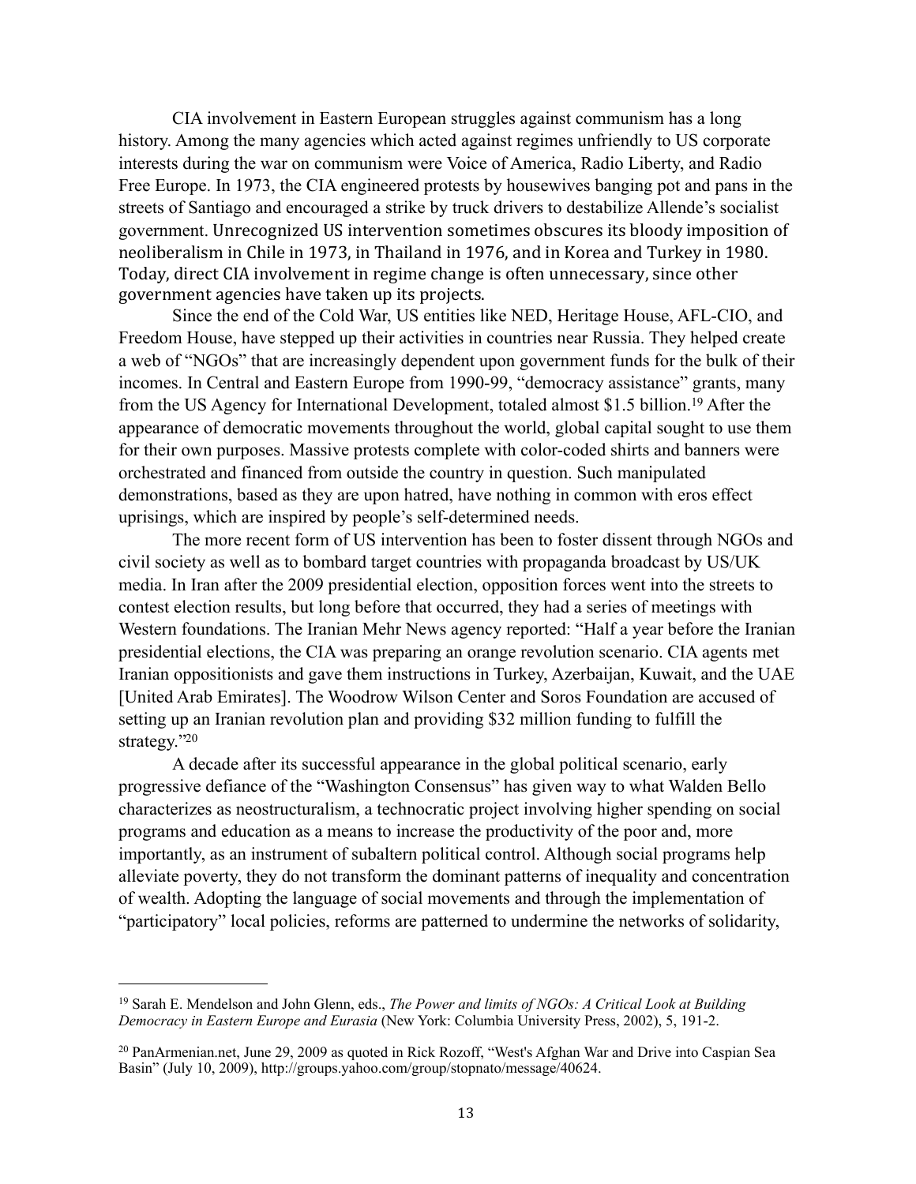CIA involvement in Eastern European struggles against communism has a long history. Among the many agencies which acted against regimes unfriendly to US corporate interests during the war on communism were Voice of America, Radio Liberty, and Radio Free Europe. In 1973, the CIA engineered protests by housewives banging pot and pans in the streets of Santiago and encouraged a strike by truck drivers to destabilize Allende's socialist government. Unrecognized US intervention sometimes obscures its bloody imposition of neoliberalism in Chile in 1973, in Thailand in 1976, and in Korea and Turkey in 1980. Today, direct CIA involvement in regime change is often unnecessary, since other government agencies have taken up its projects.

Since the end of the Cold War, US entities like NED, Heritage House, AFL-CIO, and Freedom House, have stepped up their activities in countries near Russia. They helped create a web of "NGOs" that are increasingly dependent upon government funds for the bulk of their incomes. In Central and Eastern Europe from 1990-99, "democracy assistance" grants, many from the US Agency for International Development, totaled almost $1.5 billion.[19] After the appearance of democratic movements throughout the world, global capital sought to use them for their own purposes. Massive protests complete with color-coded shirts and banners were orchestrated and financed from outside the country in question. Such manipulated demonstrations, based as they are upon hatred, have nothing in common with eros effect uprisings, which are inspired by people's self-determined needs.

The more recent form of US intervention has been to foster dissent through NGOs and civil society as well as to bombard target countries with propaganda broadcast by US/UK media. In Iran after the 2009 presidential election, opposition forces went into the streets to contest election results, but long before that occurred, they had a series of meetings with Western foundations. The Iranian Mehr News agency reported: "Half a year before the Iranian presidential elections, the CIA was preparing an orange revolution scenario. CIA agents met Iranian oppositionists and gave them instructions in Turkey, Azerbaijan, Kuwait, and the UAE [United Arab Emirates]. The Woodrow Wilson Center and Soros Foundation are accused of setting up an Iranian revolution plan and providing $32 million funding to fulfill the strategy."[20]

A decade after its successful appearance in the global political scenario, early progressive defiance of the "Washington Consensus" has given way to what Walden Bello characterizes as neostructuralism, a technocratic project involving higher spending on social programs and education as a means to increase the productivity of the poor and, more importantly, as an instrument of subaltern political control. Although social programs help alleviate poverty, they do not transform the dominant patterns of inequality and concentration of wealth. Adopting the language of social movements and through the implementation of "participatory" local policies, reforms are patterned to undermine the networks of solidarity,

---

[19] Sarah E. Mendelson and John Glenn, eds., *The Power and limits of NGOs: A Critical Look at Building Democracy in Eastern Europe and Eurasia* (New York: Columbia University Press, 2002), 5, 191-2.

[20] PanArmenian.net, June 29, 2009 as quoted in Rick Rozoff, "West's Afghan War and Drive into Caspian Sea Basin" (July 10, 2009), http://groups.yahoo.com/group/stopnato/message/40624.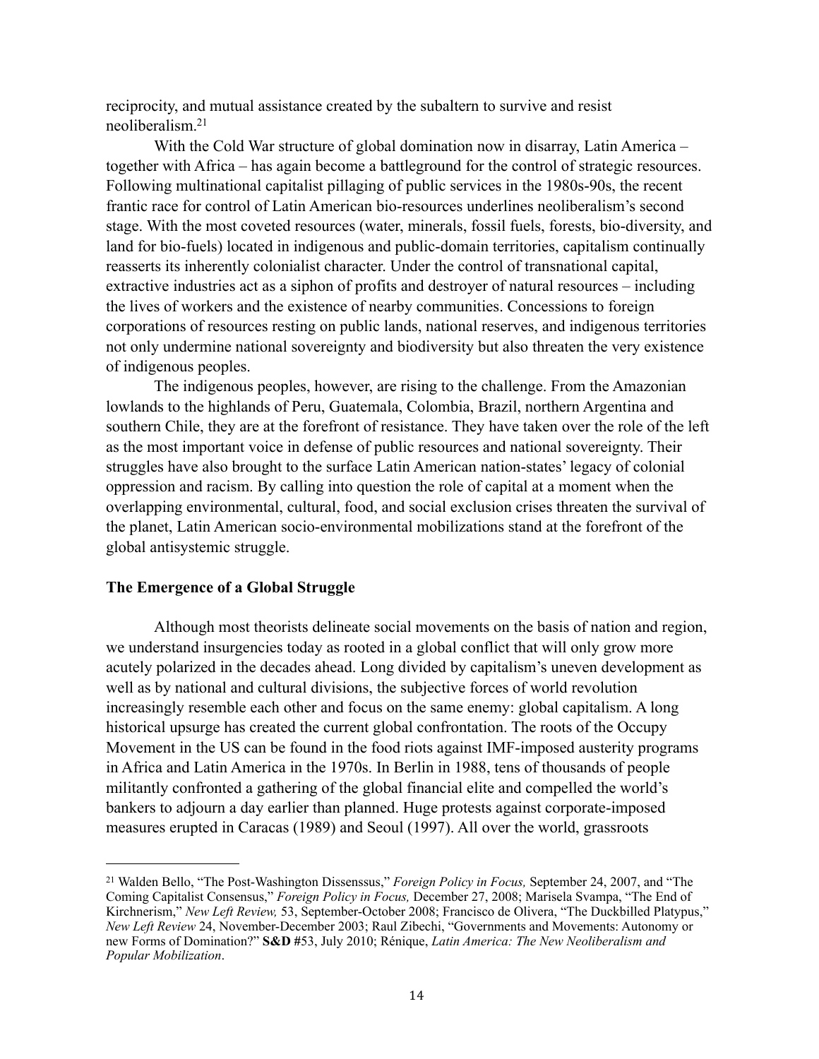reciprocity, and mutual assistance created by the subaltern to survive and resist neoliberalism.[21]

With the Cold War structure of global domination now in disarray, Latin America – together with Africa – has again become a battleground for the control of strategic resources. Following multinational capitalist pillaging of public services in the 1980s-90s, the recent frantic race for control of Latin American bio-resources underlines neoliberalism's second stage. With the most coveted resources (water, minerals, fossil fuels, forests, bio-diversity, and land for bio-fuels) located in indigenous and public-domain territories, capitalism continually reasserts its inherently colonialist character. Under the control of transnational capital, extractive industries act as a siphon of profits and destroyer of natural resources – including the lives of workers and the existence of nearby communities. Concessions to foreign corporations of resources resting on public lands, national reserves, and indigenous territories not only undermine national sovereignty and biodiversity but also threaten the very existence of indigenous peoples.

The indigenous peoples, however, are rising to the challenge. From the Amazonian lowlands to the highlands of Peru, Guatemala, Colombia, Brazil, northern Argentina and southern Chile, they are at the forefront of resistance. They have taken over the role of the left as the most important voice in defense of public resources and national sovereignty. Their struggles have also brought to the surface Latin American nation-states' legacy of colonial oppression and racism. By calling into question the role of capital at a moment when the overlapping environmental, cultural, food, and social exclusion crises threaten the survival of the planet, Latin American socio-environmental mobilizations stand at the forefront of the global antisystemic struggle.

## The Emergence of a Global Struggle

Although most theorists delineate social movements on the basis of nation and region, we understand insurgencies today as rooted in a global conflict that will only grow more acutely polarized in the decades ahead. Long divided by capitalism's uneven development as well as by national and cultural divisions, the subjective forces of world revolution increasingly resemble each other and focus on the same enemy: global capitalism. A long historical upsurge has created the current global confrontation. The roots of the Occupy Movement in the US can be found in the food riots against IMF-imposed austerity programs in Africa and Latin America in the 1970s. In Berlin in 1988, tens of thousands of people militantly confronted a gathering of the global financial elite and compelled the world's bankers to adjourn a day earlier than planned. Huge protests against corporate-imposed measures erupted in Caracas (1989) and Seoul (1997). All over the world, grassroots

---

[21] Walden Bello, "The Post-Washington Dissenssus," *Foreign Policy in Focus,* September 24, 2007, and "The Coming Capitalist Consensus," *Foreign Policy in Focus,* December 27, 2008; Marisela Svampa, "The End of Kirchnerism," *New Left Review,* 53, September-October 2008; Francisco de Olivera, "The Duckbilled Platypus," *New Left Review* 24, November-December 2003; Raul Zibechi, "Governments and Movements: Autonomy or new Forms of Domination?" **S&D** #53, July 2010; Rénique, *Latin America: The New Neoliberalism and Popular Mobilization*.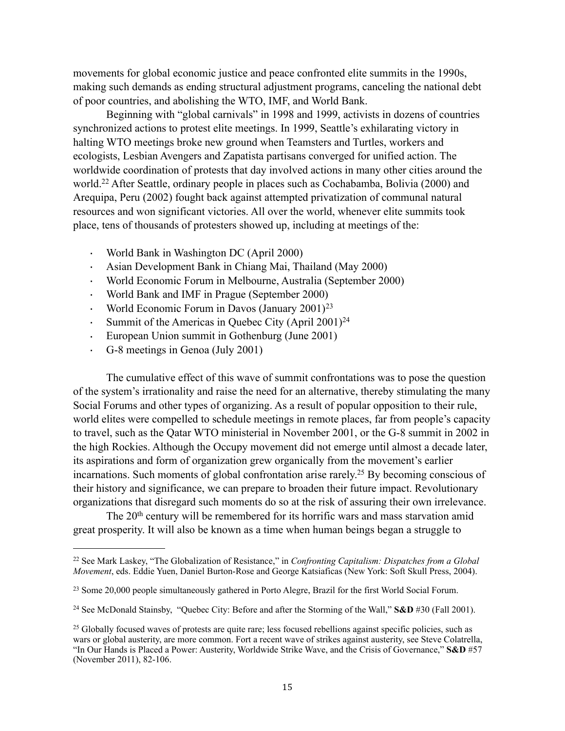movements for global economic justice and peace confronted elite summits in the 1990s, making such demands as ending structural adjustment programs, canceling the national debt of poor countries, and abolishing the WTO, IMF, and World Bank.

Beginning with "global carnivals" in 1998 and 1999, activists in dozens of countries synchronized actions to protest elite meetings. In 1999, Seattle's exhilarating victory in halting WTO meetings broke new ground when Teamsters and Turtles, workers and ecologists, Lesbian Avengers and Zapatista partisans converged for unified action. The worldwide coordination of protests that day involved actions in many other cities around the world.[22] After Seattle, ordinary people in places such as Cochabamba, Bolivia (2000) and Arequipa, Peru (2002) fought back against attempted privatization of communal natural resources and won significant victories. All over the world, whenever elite summits took place, tens of thousands of protesters showed up, including at meetings of the:

- World Bank in Washington DC (April 2000)
- Asian Development Bank in Chiang Mai, Thailand (May 2000)
- World Economic Forum in Melbourne, Australia (September 2000)
- World Bank and IMF in Prague (September 2000)
- World Economic Forum in Davos (January 2001)[23]
- Summit of the Americas in Quebec City (April 2001)[24]
- European Union summit in Gothenburg (June 2001)
- G-8 meetings in Genoa (July 2001)

The cumulative effect of this wave of summit confrontations was to pose the question of the system's irrationality and raise the need for an alternative, thereby stimulating the many Social Forums and other types of organizing. As a result of popular opposition to their rule, world elites were compelled to schedule meetings in remote places, far from people's capacity to travel, such as the Qatar WTO ministerial in November 2001, or the G-8 summit in 2002 in the high Rockies. Although the Occupy movement did not emerge until almost a decade later, its aspirations and form of organization grew organically from the movement's earlier incarnations. Such moments of global confrontation arise rarely.[25] By becoming conscious of their history and significance, we can prepare to broaden their future impact. Revolutionary organizations that disregard such moments do so at the risk of assuring their own irrelevance.

The 20th century will be remembered for its horrific wars and mass starvation amid great prosperity. It will also be known as a time when human beings began a struggle to

---

[22] See Mark Laskey, "The Globalization of Resistance," in *Confronting Capitalism: Dispatches from a Global Movement*, eds. Eddie Yuen, Daniel Burton-Rose and George Katsiaficas (New York: Soft Skull Press, 2004).

[23] Some 20,000 people simultaneously gathered in Porto Alegre, Brazil for the first World Social Forum.

[24] See McDonald Stainsby, "Quebec City: Before and after the Storming of the Wall," **S&D** #30 (Fall 2001).

[25] Globally focused waves of protests are quite rare; less focused rebellions against specific policies, such as wars or global austerity, are more common. Fort a recent wave of strikes against austerity, see Steve Colatrella, "In Our Hands is Placed a Power: Austerity, Worldwide Strike Wave, and the Crisis of Governance," **S&D** #57 (November 2011), 82-106.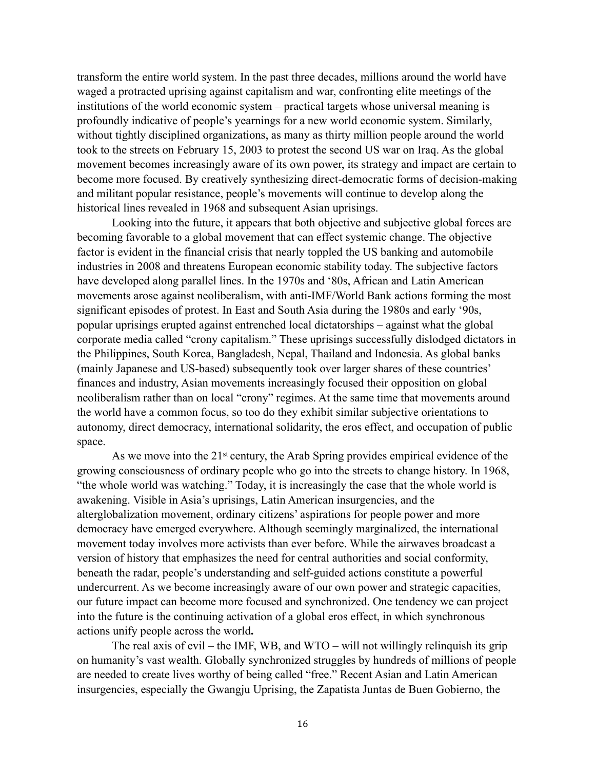transform the entire world system. In the past three decades, millions around the world have waged a protracted uprising against capitalism and war, confronting elite meetings of the institutions of the world economic system – practical targets whose universal meaning is profoundly indicative of people's yearnings for a new world economic system. Similarly, without tightly disciplined organizations, as many as thirty million people around the world took to the streets on February 15, 2003 to protest the second US war on Iraq. As the global movement becomes increasingly aware of its own power, its strategy and impact are certain to become more focused. By creatively synthesizing direct-democratic forms of decision-making and militant popular resistance, people's movements will continue to develop along the historical lines revealed in 1968 and subsequent Asian uprisings.

Looking into the future, it appears that both objective and subjective global forces are becoming favorable to a global movement that can effect systemic change. The objective factor is evident in the financial crisis that nearly toppled the US banking and automobile industries in 2008 and threatens European economic stability today. The subjective factors have developed along parallel lines. In the 1970s and '80s, African and Latin American movements arose against neoliberalism, with anti-IMF/World Bank actions forming the most significant episodes of protest. In East and South Asia during the 1980s and early '90s, popular uprisings erupted against entrenched local dictatorships – against what the global corporate media called "crony capitalism." These uprisings successfully dislodged dictators in the Philippines, South Korea, Bangladesh, Nepal, Thailand and Indonesia. As global banks (mainly Japanese and US-based) subsequently took over larger shares of these countries' finances and industry, Asian movements increasingly focused their opposition on global neoliberalism rather than on local "crony" regimes. At the same time that movements around the world have a common focus, so too do they exhibit similar subjective orientations to autonomy, direct democracy, international solidarity, the eros effect, and occupation of public space.

As we move into the 21st century, the Arab Spring provides empirical evidence of the growing consciousness of ordinary people who go into the streets to change history. In 1968, "the whole world was watching." Today, it is increasingly the case that the whole world is awakening. Visible in Asia's uprisings, Latin American insurgencies, and the alterglobalization movement, ordinary citizens' aspirations for people power and more democracy have emerged everywhere. Although seemingly marginalized, the international movement today involves more activists than ever before. While the airwaves broadcast a version of history that emphasizes the need for central authorities and social conformity, beneath the radar, people's understanding and self-guided actions constitute a powerful undercurrent. As we become increasingly aware of our own power and strategic capacities, our future impact can become more focused and synchronized. One tendency we can project into the future is the continuing activation of a global eros effect, in which synchronous actions unify people across the world**.**

The real axis of evil – the IMF, WB, and WTO – will not willingly relinquish its grip on humanity's vast wealth. Globally synchronized struggles by hundreds of millions of people are needed to create lives worthy of being called "free." Recent Asian and Latin American insurgencies, especially the Gwangju Uprising, the Zapatista Juntas de Buen Gobierno, the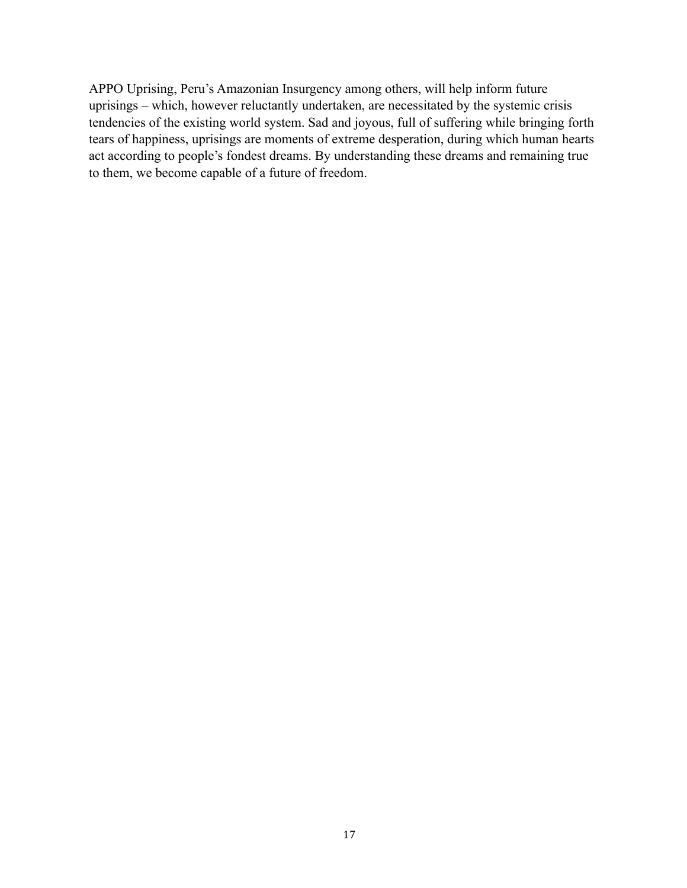APPO Uprising, Peru's Amazonian Insurgency among others, will help inform future uprisings – which, however reluctantly undertaken, are necessitated by the systemic crisis tendencies of the existing world system. Sad and joyous, full of suffering while bringing forth tears of happiness, uprisings are moments of extreme desperation, during which human hearts act according to people's fondest dreams. By understanding these dreams and remaining true to them, we become capable of a future of freedom.